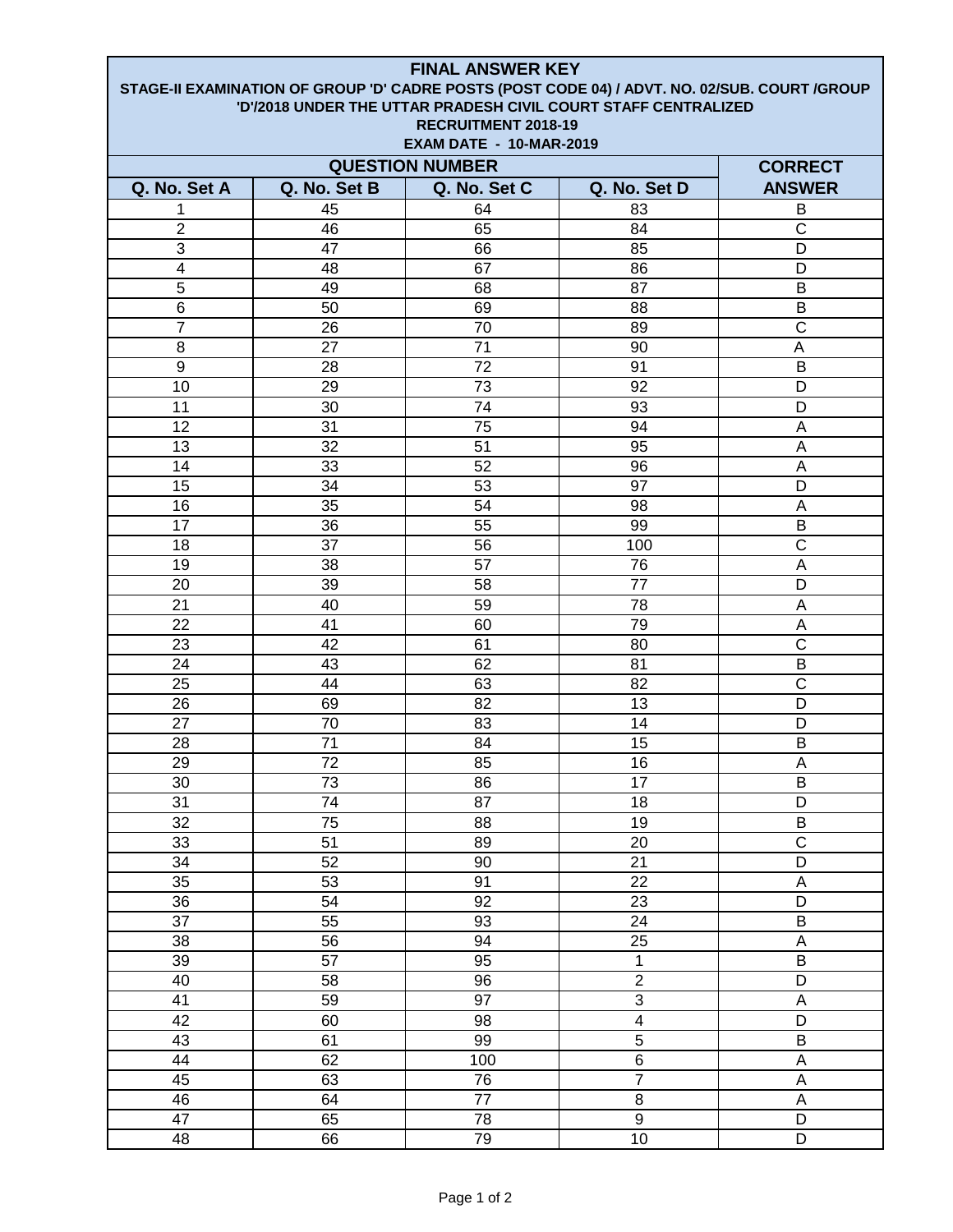# FINAL ANSWER KEY

**STAGE-II EXAMINATION OF GROUP 'D' CADRE POSTS (POST CODE 04) / ADVT. NO. 02/SUB. COURT /GROUP 'D'/2018 UNDER THE UTTAR PRADESH CIVIL COURT STAFF CENTRALIZED RECRUITMENT 2018-19**

**EXAM DATE - 10-MAR-2019**

| QUESTION NUMBER | | | | CORRECT ANSWER |
|---|---|---|---|---|
| Q. No. Set A | Q. No. Set B | Q. No. Set C | Q. No. Set D | |
| 1 | 45 | 64 | 83 | B |
| 2 | 46 | 65 | 84 | C |
| 3 | 47 | 66 | 85 | D |
| 4 | 48 | 67 | 86 | D |
| 5 | 49 | 68 | 87 | B |
| 6 | 50 | 69 | 88 | B |
| 7 | 26 | 70 | 89 | C |
| 8 | 27 | 71 | 90 | A |
| 9 | 28 | 72 | 91 | B |
| 10 | 29 | 73 | 92 | D |
| 11 | 30 | 74 | 93 | D |
| 12 | 31 | 75 | 94 | A |
| 13 | 32 | 51 | 95 | A |
| 14 | 33 | 52 | 96 | A |
| 15 | 34 | 53 | 97 | D |
| 16 | 35 | 54 | 98 | A |
| 17 | 36 | 55 | 99 | B |
| 18 | 37 | 56 | 100 | C |
| 19 | 38 | 57 | 76 | A |
| 20 | 39 | 58 | 77 | D |
| 21 | 40 | 59 | 78 | A |
| 22 | 41 | 60 | 79 | A |
| 23 | 42 | 61 | 80 | C |
| 24 | 43 | 62 | 81 | B |
| 25 | 44 | 63 | 82 | C |
| 26 | 69 | 82 | 13 | D |
| 27 | 70 | 83 | 14 | D |
| 28 | 71 | 84 | 15 | B |
| 29 | 72 | 85 | 16 | A |
| 30 | 73 | 86 | 17 | B |
| 31 | 74 | 87 | 18 | D |
| 32 | 75 | 88 | 19 | B |
| 33 | 51 | 89 | 20 | C |
| 34 | 52 | 90 | 21 | D |
| 35 | 53 | 91 | 22 | A |
| 36 | 54 | 92 | 23 | D |
| 37 | 55 | 93 | 24 | B |
| 38 | 56 | 94 | 25 | A |
| 39 | 57 | 95 | 1 | B |
| 40 | 58 | 96 | 2 | D |
| 41 | 59 | 97 | 3 | A |
| 42 | 60 | 98 | 4 | D |
| 43 | 61 | 99 | 5 | B |
| 44 | 62 | 100 | 6 | A |
| 45 | 63 | 76 | 7 | A |
| 46 | 64 | 77 | 8 | A |
| 47 | 65 | 78 | 9 | D |
| 48 | 66 | 79 | 10 | D |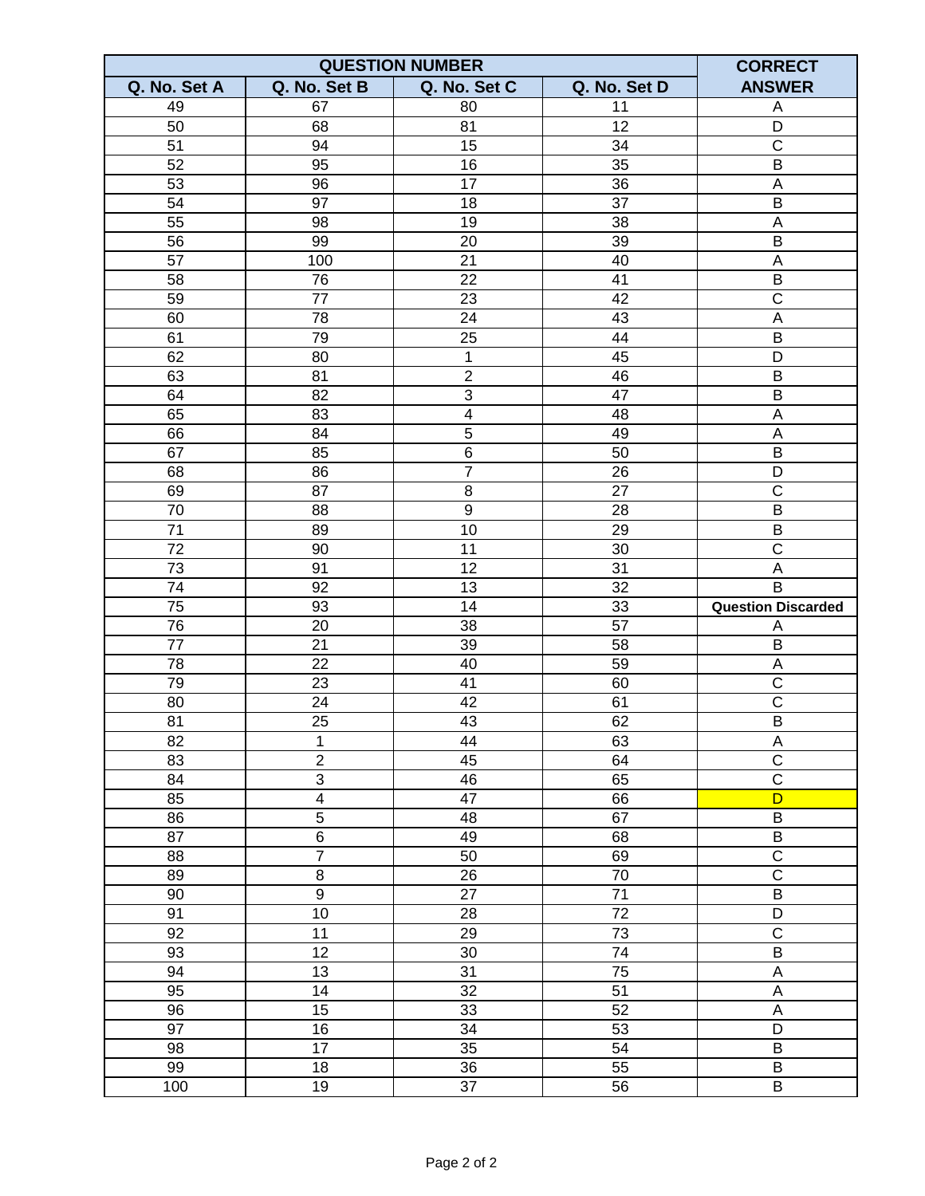| QUESTION NUMBER | | | | CORRECT ANSWER |
|---|---|---|---|---|
| Q. No. Set A | Q. No. Set B | Q. No. Set C | Q. No. Set D | |
| 49 | 67 | 80 | 11 | A |
| 50 | 68 | 81 | 12 | D |
| 51 | 94 | 15 | 34 | C |
| 52 | 95 | 16 | 35 | B |
| 53 | 96 | 17 | 36 | A |
| 54 | 97 | 18 | 37 | B |
| 55 | 98 | 19 | 38 | A |
| 56 | 99 | 20 | 39 | B |
| 57 | 100 | 21 | 40 | A |
| 58 | 76 | 22 | 41 | B |
| 59 | 77 | 23 | 42 | C |
| 60 | 78 | 24 | 43 | A |
| 61 | 79 | 25 | 44 | B |
| 62 | 80 | 1 | 45 | D |
| 63 | 81 | 2 | 46 | B |
| 64 | 82 | 3 | 47 | B |
| 65 | 83 | 4 | 48 | A |
| 66 | 84 | 5 | 49 | A |
| 67 | 85 | 6 | 50 | B |
| 68 | 86 | 7 | 26 | D |
| 69 | 87 | 8 | 27 | C |
| 70 | 88 | 9 | 28 | B |
| 71 | 89 | 10 | 29 | B |
| 72 | 90 | 11 | 30 | C |
| 73 | 91 | 12 | 31 | A |
| 74 | 92 | 13 | 32 | B |
| 75 | 93 | 14 | 33 | **Question Discarded** |
| 76 | 20 | 38 | 57 | A |
| 77 | 21 | 39 | 58 | B |
| 78 | 22 | 40 | 59 | A |
| 79 | 23 | 41 | 60 | C |
| 80 | 24 | 42 | 61 | C |
| 81 | 25 | 43 | 62 | B |
| 82 | 1 | 44 | 63 | A |
| 83 | 2 | 45 | 64 | C |
| 84 | 3 | 46 | 65 | C |
| 85 | 4 | 47 | 66 | D |
| 86 | 5 | 48 | 67 | B |
| 87 | 6 | 49 | 68 | B |
| 88 | 7 | 50 | 69 | C |
| 89 | 8 | 26 | 70 | C |
| 90 | 9 | 27 | 71 | B |
| 91 | 10 | 28 | 72 | D |
| 92 | 11 | 29 | 73 | C |
| 93 | 12 | 30 | 74 | B |
| 94 | 13 | 31 | 75 | A |
| 95 | 14 | 32 | 51 | A |
| 96 | 15 | 33 | 52 | A |
| 97 | 16 | 34 | 53 | D |
| 98 | 17 | 35 | 54 | B |
| 99 | 18 | 36 | 55 | B |
| 100 | 19 | 37 | 56 | B |